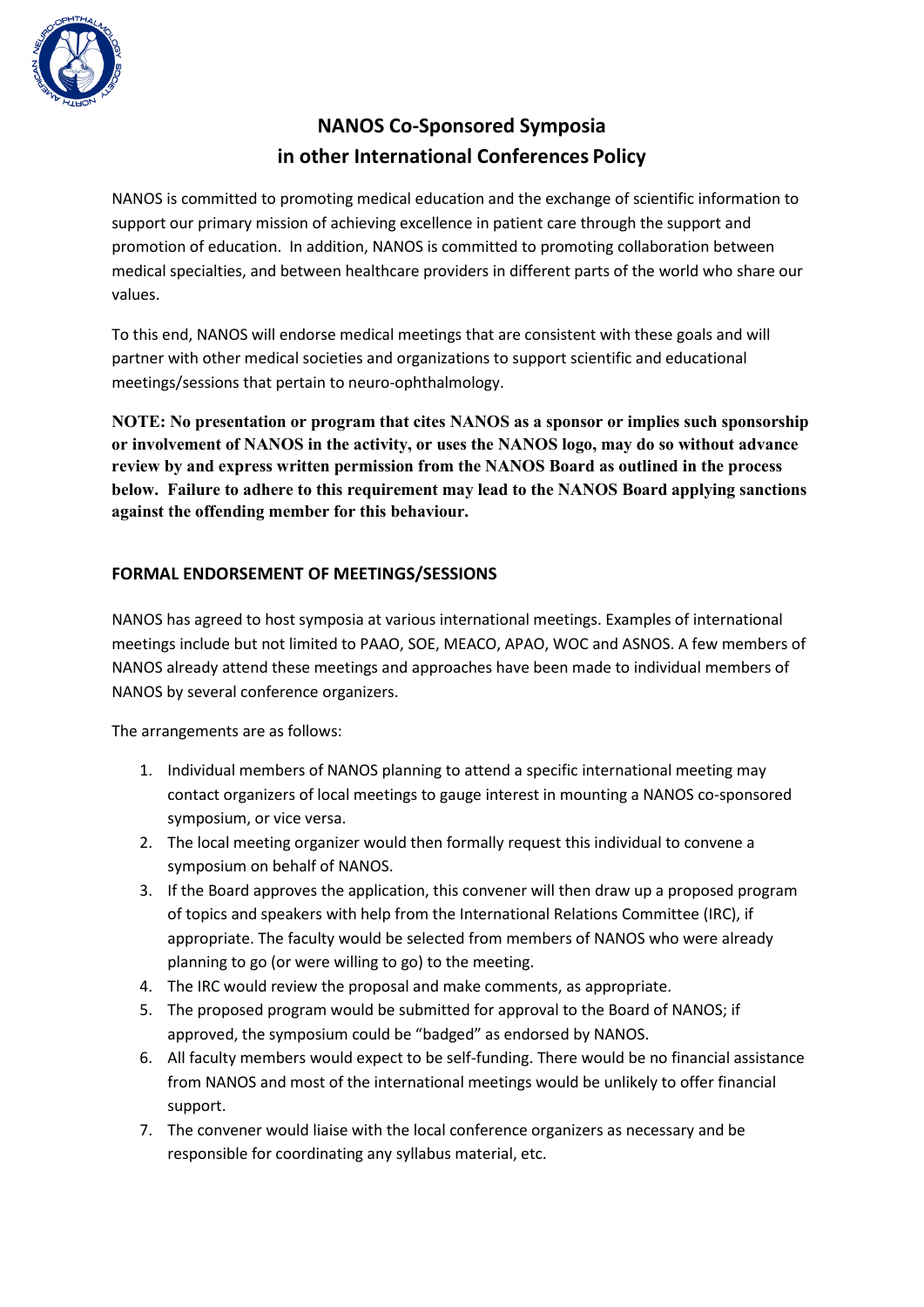# NANOS Co-Sponsored Symposia in other International Conferences Policy

NANOS is committed to promoting medical education and the exchange of scientific information to support our primary mission of achieving excellence in patient care through the support and promotion of education. In addition, NANOS is committed to promoting collaboration between medical specialties, and between healthcare providers in different parts of the world who share our values.

To this end, NANOS will endorse medical meetings that are consistent with these goals and will partner with other medical societies and organizations to support scientific and educational meetings/sessions that pertain to neuro-ophthalmology.

**NOTE: No presentation or program that cites NANOS as a sponsor or implies such sponsorship or involvement of NANOS in the activity, or uses the NANOS logo, may do so without advance review by and express written permission from the NANOS Board as outlined in the process below. Failure to adhere to this requirement may lead to the NANOS Board applying sanctions against the offending member for this behaviour.**

## FORMAL ENDORSEMENT OF MEETINGS/SESSIONS

NANOS has agreed to host symposia at various international meetings. Examples of international meetings include but not limited to PAAO, SOE, MEACO, APAO, WOC and ASNOS. A few members of NANOS already attend these meetings and approaches have been made to individual members of NANOS by several conference organizers.

The arrangements are as follows:

1. Individual members of NANOS planning to attend a specific international meeting may contact organizers of local meetings to gauge interest in mounting a NANOS co-sponsored symposium, or vice versa.
2. The local meeting organizer would then formally request this individual to convene a symposium on behalf of NANOS.
3. If the Board approves the application, this convener will then draw up a proposed program of topics and speakers with help from the International Relations Committee (IRC), if appropriate. The faculty would be selected from members of NANOS who were already planning to go (or were willing to go) to the meeting.
4. The IRC would review the proposal and make comments, as appropriate.
5. The proposed program would be submitted for approval to the Board of NANOS; if approved, the symposium could be "badged" as endorsed by NANOS.
6. All faculty members would expect to be self-funding. There would be no financial assistance from NANOS and most of the international meetings would be unlikely to offer financial support.
7. The convener would liaise with the local conference organizers as necessary and be responsible for coordinating any syllabus material, etc.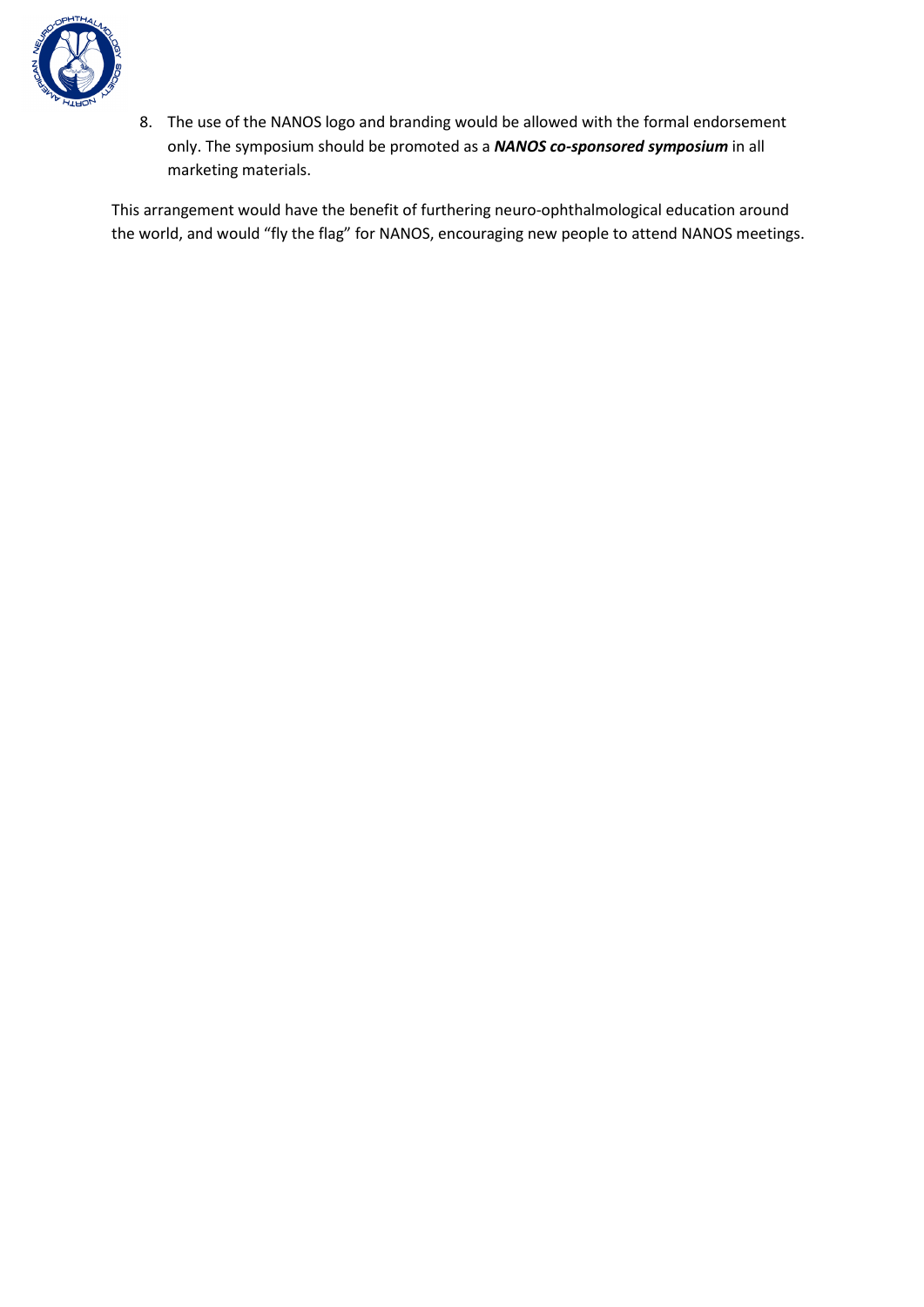8. The use of the NANOS logo and branding would be allowed with the formal endorsement only. The symposium should be promoted as a ***NANOS co-sponsored symposium*** in all marketing materials.

This arrangement would have the benefit of furthering neuro-ophthalmological education around the world, and would “fly the flag” for NANOS, encouraging new people to attend NANOS meetings.